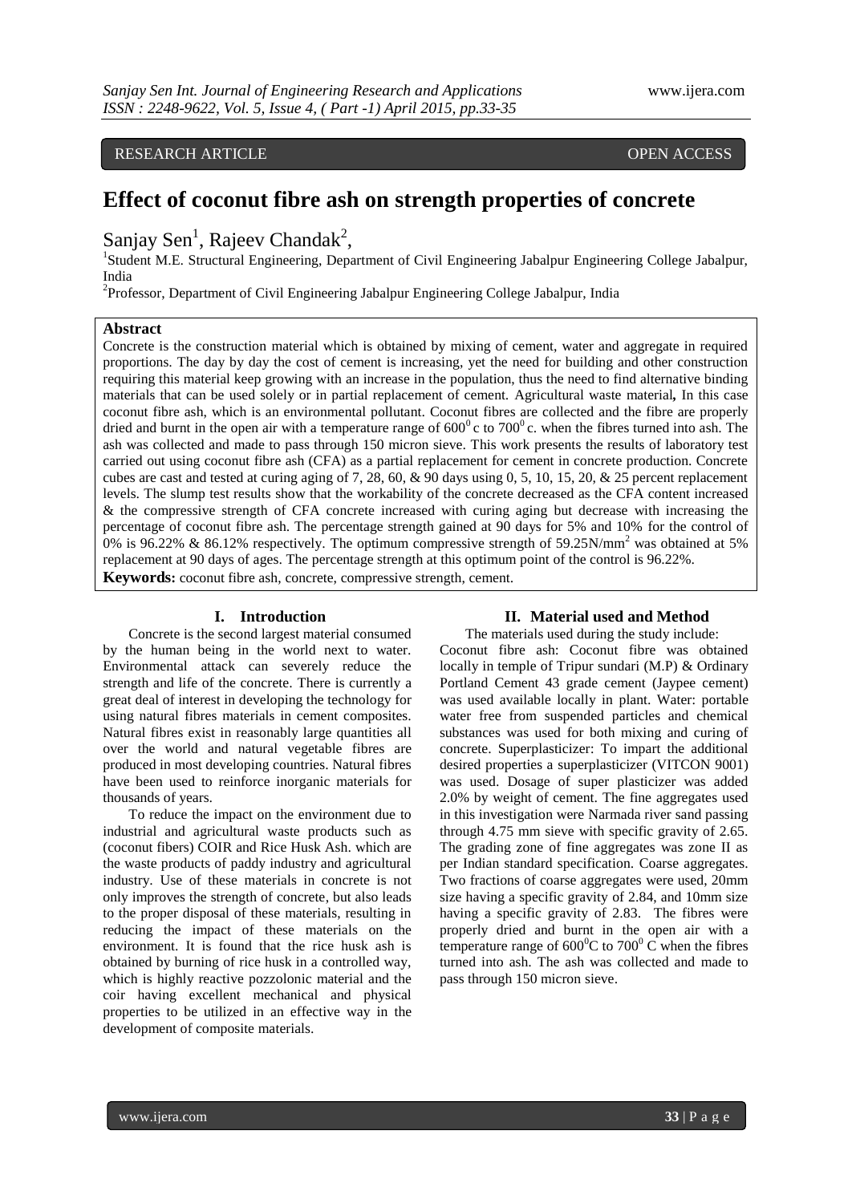RESEARCH ARTICLE OPEN ACCESS

# Effect of coconut fibre ash on strength properties of concrete

Sanjay Sen[1], Rajeev Chandak[2],

[1]Student M.E. Structural Engineering, Department of Civil Engineering Jabalpur Engineering College Jabalpur, India

[2]Professor, Department of Civil Engineering Jabalpur Engineering College Jabalpur, India

## Abstract

Concrete is the construction material which is obtained by mixing of cement, water and aggregate in required proportions. The day by day the cost of cement is increasing, yet the need for building and other construction requiring this material keep growing with an increase in the population, thus the need to find alternative binding materials that can be used solely or in partial replacement of cement. Agricultural waste material**,** In this case coconut fibre ash, which is an environmental pollutant. Coconut fibres are collected and the fibre are properly dried and burnt in the open air with a temperature range of $600^0$ c to $700^0$ c. when the fibres turned into ash. The ash was collected and made to pass through 150 micron sieve. This work presents the results of laboratory test carried out using coconut fibre ash (CFA) as a partial replacement for cement in concrete production. Concrete cubes are cast and tested at curing aging of 7, 28, 60, & 90 days using 0, 5, 10, 15, 20, & 25 percent replacement levels. The slump test results show that the workability of the concrete decreased as the CFA content increased & the compressive strength of CFA concrete increased with curing aging but decrease with increasing the percentage of coconut fibre ash. The percentage strength gained at 90 days for 5% and 10% for the control of 0% is 96.22% & 86.12% respectively. The optimum compressive strength of 59.25N/mm$^2$ was obtained at 5% replacement at 90 days of ages. The percentage strength at this optimum point of the control is 96.22%.

**Keywords:** coconut fibre ash, concrete, compressive strength, cement.

## I. Introduction

Concrete is the second largest material consumed by the human being in the world next to water. Environmental attack can severely reduce the strength and life of the concrete. There is currently a great deal of interest in developing the technology for using natural fibres materials in cement composites. Natural fibres exist in reasonably large quantities all over the world and natural vegetable fibres are produced in most developing countries. Natural fibres have been used to reinforce inorganic materials for thousands of years.

To reduce the impact on the environment due to industrial and agricultural waste products such as (coconut fibers) COIR and Rice Husk Ash. which are the waste products of paddy industry and agricultural industry. Use of these materials in concrete is not only improves the strength of concrete, but also leads to the proper disposal of these materials, resulting in reducing the impact of these materials on the environment. It is found that the rice husk ash is obtained by burning of rice husk in a controlled way, which is highly reactive pozzolonic material and the coir having excellent mechanical and physical properties to be utilized in an effective way in the development of composite materials.

## II. Material used and Method

The materials used during the study include: Coconut fibre ash: Coconut fibre was obtained locally in temple of Tripur sundari (M.P) & Ordinary Portland Cement 43 grade cement (Jaypee cement) was used available locally in plant. Water: portable water free from suspended particles and chemical substances was used for both mixing and curing of concrete. Superplasticizer: To impart the additional desired properties a superplasticizer (VITCON 9001) was used. Dosage of super plasticizer was added 2.0% by weight of cement. The fine aggregates used in this investigation were Narmada river sand passing through 4.75 mm sieve with specific gravity of 2.65. The grading zone of fine aggregates was zone II as per Indian standard specification. Coarse aggregates. Two fractions of coarse aggregates were used, 20mm size having a specific gravity of 2.84, and 10mm size having a specific gravity of 2.83. The fibres were properly dried and burnt in the open air with a temperature range of $600^0$C to $700^0$ C when the fibres turned into ash. The ash was collected and made to pass through 150 micron sieve.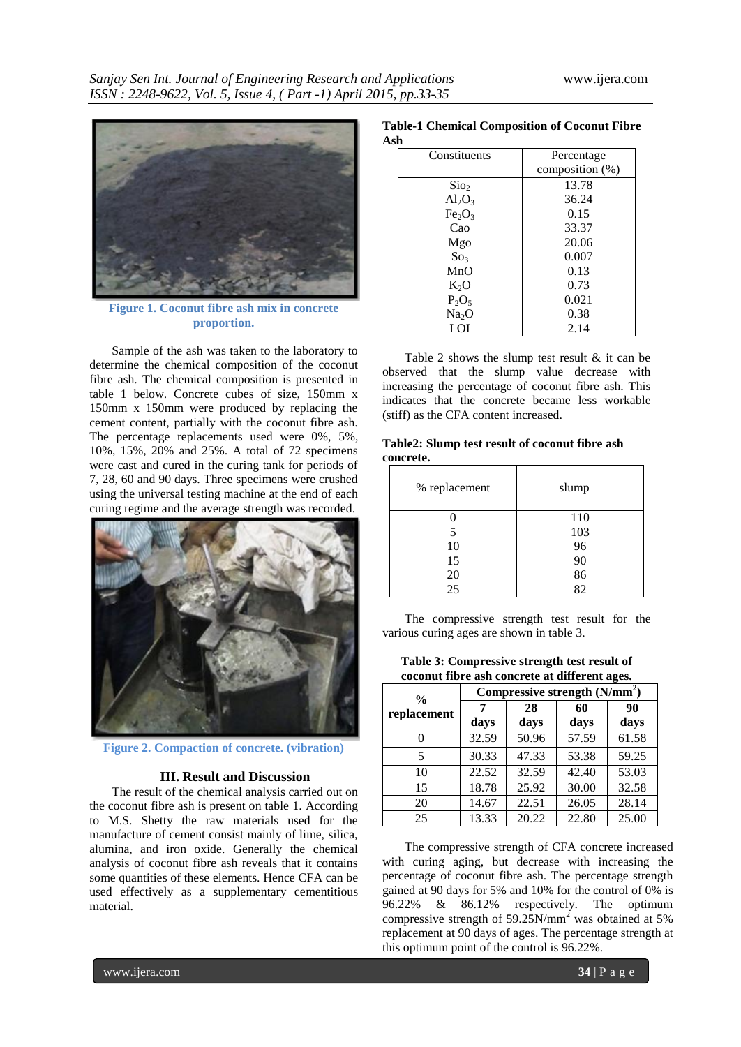Figure 1. Coconut fibre ash mix in concrete proportion.

Sample of the ash was taken to the laboratory to determine the chemical composition of the coconut fibre ash. The chemical composition is presented in table 1 below. Concrete cubes of size, 150mm x 150mm x 150mm were produced by replacing the cement content, partially with the coconut fibre ash. The percentage replacements used were 0%, 5%, 10%, 15%, 20% and 25%. A total of 72 specimens were cast and cured in the curing tank for periods of 7, 28, 60 and 90 days. Three specimens were crushed using the universal testing machine at the end of each curing regime and the average strength was recorded.

Figure 2. Compaction of concrete. (vibration)

## III. Result and Discussion

The result of the chemical analysis carried out on the coconut fibre ash is present on table 1. According to M.S. Shetty the raw materials used for the manufacture of cement consist mainly of lime, silica, alumina, and iron oxide. Generally the chemical analysis of coconut fibre ash reveals that it contains some quantities of these elements. Hence CFA can be used effectively as a supplementary cementitious material.

**Table-1 Chemical Composition of Coconut Fibre Ash**

| Constituents | Percentage composition (%) |
|---|---|
| $SiO_2$ | 13.78 |
| $Al_2O_3$ | 36.24 |
| $Fe_2O_3$ | 0.15 |
| CaO | 33.37 |
| MgO | 20.06 |
| $SO_3$ | 0.007 |
| MnO | 0.13 |
| $K_2O$ | 0.73 |
| $P_2O_5$ | 0.021 |
| $Na_2O$ | 0.38 |
| LOI | 2.14 |

Table 2 shows the slump test result & it can be observed that the slump value decrease with increasing the percentage of coconut fibre ash. This indicates that the concrete became less workable (stiff) as the CFA content increased.

**Table2: Slump test result of coconut fibre ash concrete.**

| % replacement | slump |
|---|---|
| 0 | 110 |
| 5 | 103 |
| 10 | 96 |
| 15 | 90 |
| 20 | 86 |
| 25 | 82 |

The compressive strength test result for the various curing ages are shown in table 3.

**Table 3: Compressive strength test result of coconut fibre ash concrete at different ages.**

| % replacement | Compressive strength ($N/mm^2$) | | | |
|---|---|---|---|---|
| | 7 days | 28 days | 60 days | 90 days |
| 0 | 32.59 | 50.96 | 57.59 | 61.58 |
| 5 | 30.33 | 47.33 | 53.38 | 59.25 |
| 10 | 22.52 | 32.59 | 42.40 | 53.03 |
| 15 | 18.78 | 25.92 | 30.00 | 32.58 |
| 20 | 14.67 | 22.51 | 26.05 | 28.14 |
| 25 | 13.33 | 20.22 | 22.80 | 25.00 |

The compressive strength of CFA concrete increased with curing aging, but decrease with increasing the percentage of coconut fibre ash. The percentage strength gained at 90 days for 5% and 10% for the control of 0% is 96.22% & 86.12% respectively. The optimum compressive strength of 59.25N/mm$^2$ was obtained at 5% replacement at 90 days of ages. The percentage strength at this optimum point of the control is 96.22%.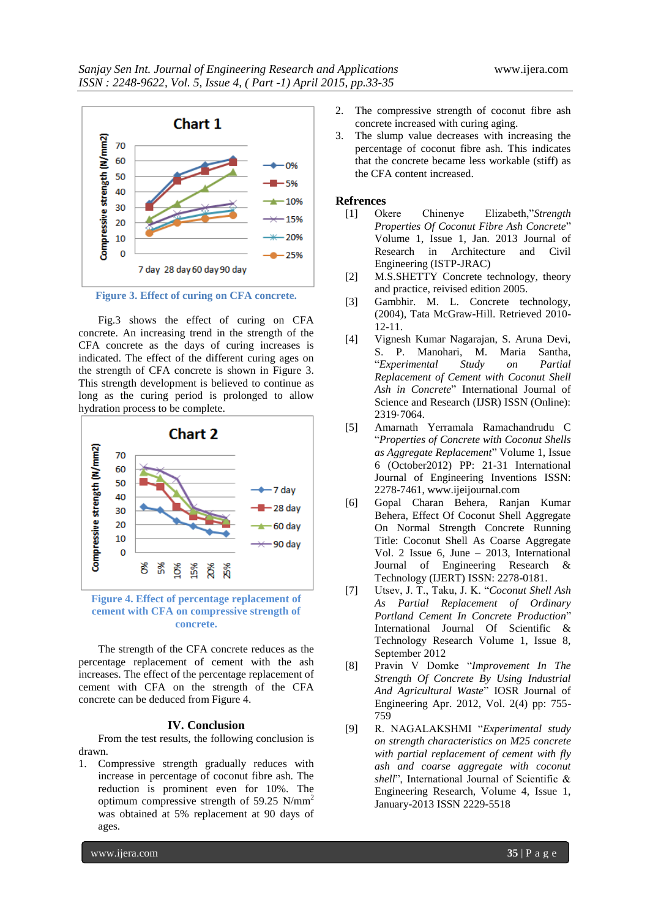Chart 1

Compressive strength (N/mm2)

70
60
50
40
30
20
10
0

7 day 28 day 60 day 90 day

0%
5%
10%
15%
20%
25%

Figure 3. Effect of curing on CFA concrete.

Fig.3 shows the effect of curing on CFA concrete. An increasing trend in the strength of the CFA concrete as the days of curing increases is indicated. The effect of the different curing ages on the strength of CFA concrete is shown in Figure 3. This strength development is believed to continue as long as the curing period is prolonged to allow hydration process to be complete.

Chart 2

Compressive strength (N/mm2)

70
60
50
40
30
20
10
0

0% 5% 10% 15% 20% 25%

7 day
28 day
60 day
90 day

Figure 4. Effect of percentage replacement of cement with CFA on compressive strength of concrete.

The strength of the CFA concrete reduces as the percentage replacement of cement with the ash increases. The effect of the percentage replacement of cement with CFA on the strength of the CFA concrete can be deduced from Figure 4.

## IV. Conclusion

From the test results, the following conclusion is drawn.

1. Compressive strength gradually reduces with increase in percentage of coconut fibre ash. The reduction is prominent even for 10%. The optimum compressive strength of 59.25 $N/mm^2$ was obtained at 5% replacement at 90 days of ages.
2. The compressive strength of coconut fibre ash concrete increased with curing aging.
3. The slump value decreases with increasing the percentage of coconut fibre ash. This indicates that the concrete became less workable (stiff) as the CFA content increased.

## Refrences

[1] Okere Chinenye Elizabeth,"*Strength Properties Of Coconut Fibre Ash Concrete*" Volume 1, Issue 1, Jan. 2013 Journal of Research in Architecture and Civil Engineering (ISTP-JRAC)

[2] M.S.SHETTY Concrete technology, theory and practice, reivised edition 2005.

[3] Gambhir. M. L. Concrete technology, (2004), Tata McGraw-Hill. Retrieved 2010-12-11.

[4] Vignesh Kumar Nagarajan, S. Aruna Devi, S. P. Manohari, M. Maria Santha, "*Experimental Study on Partial Replacement of Cement with Coconut Shell Ash in Concrete*" International Journal of Science and Research (IJSR) ISSN (Online): 2319-7064.

[5] Amarnath Yerramala Ramachandrudu C "*Properties of Concrete with Coconut Shells as Aggregate Replacement*" Volume 1, Issue 6 (October2012) PP: 21-31 International Journal of Engineering Inventions ISSN: 2278-7461, www.ijeijournal.com

[6] Gopal Charan Behera, Ranjan Kumar Behera, Effect Of Coconut Shell Aggregate On Normal Strength Concrete Running Title: Coconut Shell As Coarse Aggregate Vol. 2 Issue 6, June – 2013, International Journal of Engineering Research & Technology (IJERT) ISSN: 2278-0181.

[7] Utsev, J. T., Taku, J. K. "*Coconut Shell Ash As Partial Replacement of Ordinary Portland Cement In Concrete Production*" International Journal Of Scientific & Technology Research Volume 1, Issue 8, September 2012

[8] Pravin V Domke "*Improvement In The Strength Of Concrete By Using Industrial And Agricultural Waste*" IOSR Journal of Engineering Apr. 2012, Vol. 2(4) pp: 755-759

[9] R. NAGALAKSHMI "*Experimental study on strength characteristics on M25 concrete with partial replacement of cement with fly ash and coarse aggregate with coconut shell*", International Journal of Scientific & Engineering Research, Volume 4, Issue 1, January-2013 ISSN 2229-5518